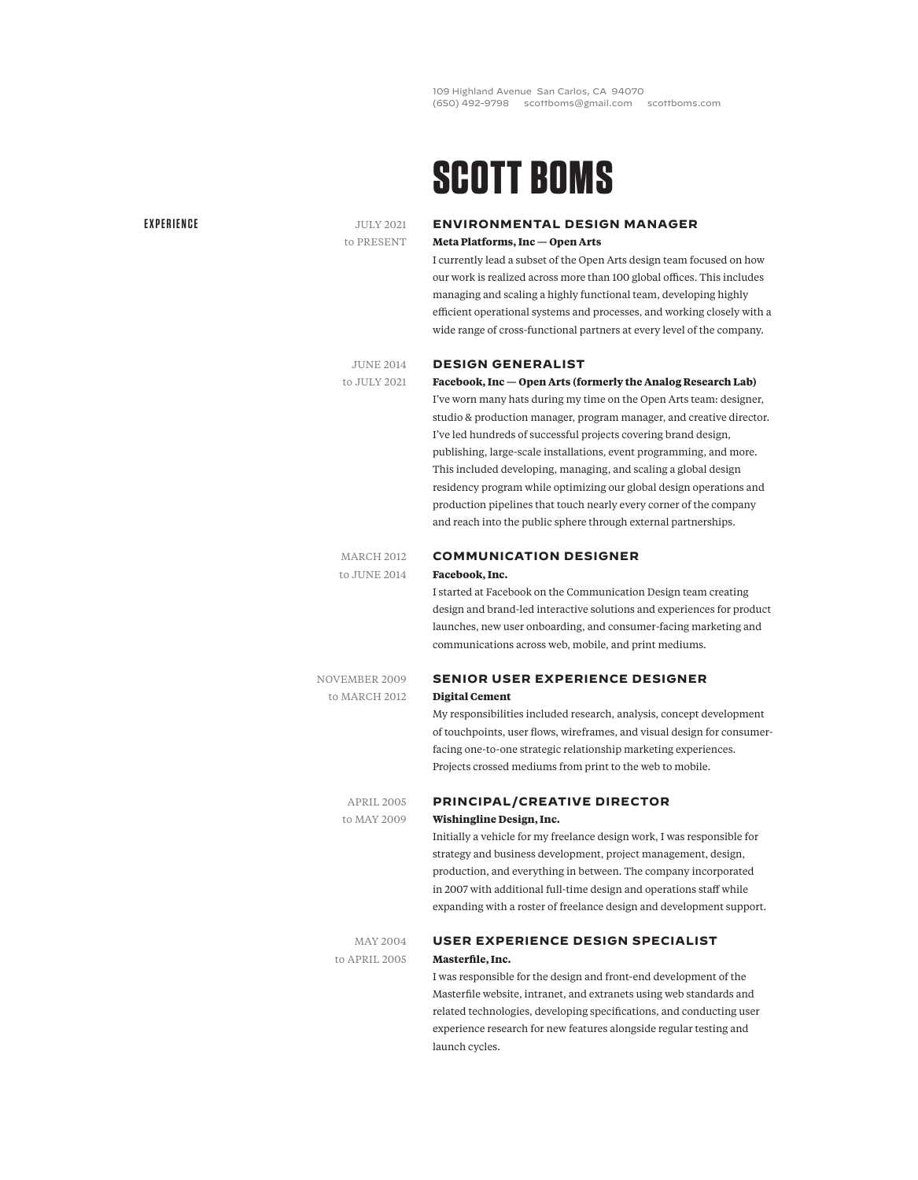109 Highland Avenue San Carlos, CA 94070
(650) 492-9798 scottboms@gmail.com scottboms.com

# SCOTT BOMS

## EXPERIENCE

### ENVIRONMENTAL DESIGN MANAGER

JULY 2021 to PRESENT

**Meta Platforms, Inc — Open Arts**

I currently lead a subset of the Open Arts design team focused on how our work is realized across more than 100 global offices. This includes managing and scaling a highly functional team, developing highly efficient operational systems and processes, and working closely with a wide range of cross-functional partners at every level of the company.

### DESIGN GENERALIST

JUNE 2014 to JULY 2021

**Facebook, Inc — Open Arts (formerly the Analog Research Lab)**

I've worn many hats during my time on the Open Arts team: designer, studio & production manager, program manager, and creative director. I've led hundreds of successful projects covering brand design, publishing, large-scale installations, event programming, and more. This included developing, managing, and scaling a global design residency program while optimizing our global design operations and production pipelines that touch nearly every corner of the company and reach into the public sphere through external partnerships.

### COMMUNICATION DESIGNER

MARCH 2012 to JUNE 2014

**Facebook, Inc.**

I started at Facebook on the Communication Design team creating design and brand-led interactive solutions and experiences for product launches, new user onboarding, and consumer-facing marketing and communications across web, mobile, and print mediums.

### SENIOR USER EXPERIENCE DESIGNER

NOVEMBER 2009 to MARCH 2012

**Digital Cement**

My responsibilities included research, analysis, concept development of touchpoints, user flows, wireframes, and visual design for consumer-facing one-to-one strategic relationship marketing experiences. Projects crossed mediums from print to the web to mobile.

### PRINCIPAL/CREATIVE DIRECTOR

APRIL 2005 to MAY 2009

**Wishingline Design, Inc.**

Initially a vehicle for my freelance design work, I was responsible for strategy and business development, project management, design, production, and everything in between. The company incorporated in 2007 with additional full-time design and operations staff while expanding with a roster of freelance design and development support.

### USER EXPERIENCE DESIGN SPECIALIST

MAY 2004 to APRIL 2005

**Masterfile, Inc.**

I was responsible for the design and front-end development of the Masterfile website, intranet, and extranets using web standards and related technologies, developing specifications, and conducting user experience research for new features alongside regular testing and launch cycles.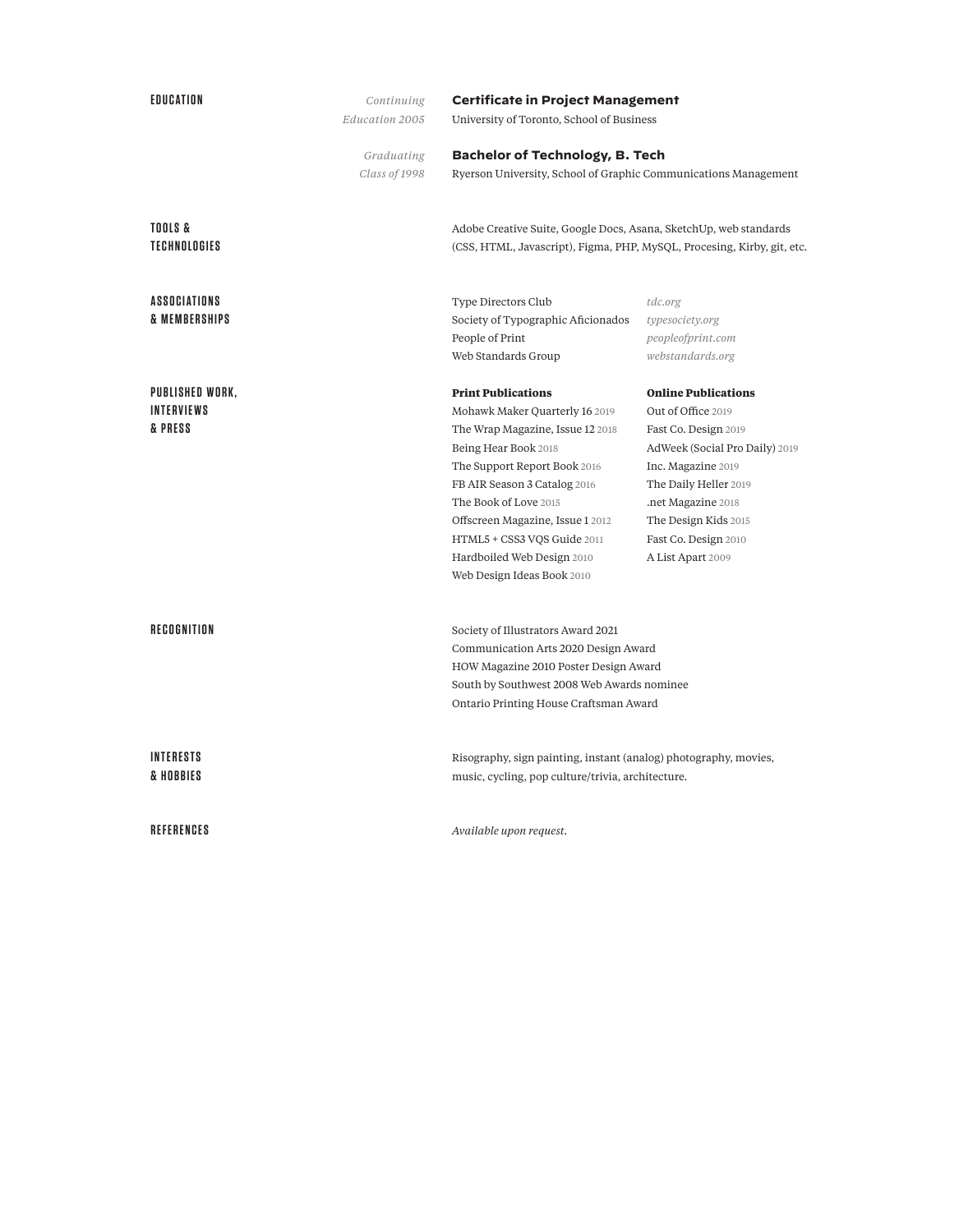## EDUCATION

*Continuing Education 2005*

**Certificate in Project Management**
University of Toronto, School of Business

*Graduating Class of 1998*

**Bachelor of Technology, B. Tech**
Ryerson University, School of Graphic Communications Management

## TOOLS & TECHNOLOGIES

Adobe Creative Suite, Google Docs, Asana, SketchUp, web standards (CSS, HTML, Javascript), Figma, PHP, MySQL, Procesing, Kirby, git, etc.

## ASSOCIATIONS & MEMBERSHIPS

Type Directors Club *tdc.org*
Society of Typographic Aficionados *typesociety.org*
People of Print *peopleofprint.com*
Web Standards Group *webstandards.org*

## PUBLISHED WORK, INTERVIEWS & PRESS

**Print Publications**

Mohawk Maker Quarterly 16 2019
The Wrap Magazine, Issue 12 2018
Being Hear Book 2018
The Support Report Book 2016
FB AIR Season 3 Catalog 2016
The Book of Love 2015
Offscreen Magazine, Issue 1 2012
HTML5 + CSS3 VQS Guide 2011
Hardboiled Web Design 2010
Web Design Ideas Book 2010

**Online Publications**

Out of Office 2019
Fast Co. Design 2019
AdWeek (Social Pro Daily) 2019
Inc. Magazine 2019
The Daily Heller 2019
.net Magazine 2018
The Design Kids 2015
Fast Co. Design 2010
A List Apart 2009

## RECOGNITION

Society of Illustrators Award 2021
Communication Arts 2020 Design Award
HOW Magazine 2010 Poster Design Award
South by Southwest 2008 Web Awards nominee
Ontario Printing House Craftsman Award

## INTERESTS & HOBBIES

Risography, sign painting, instant (analog) photography, movies, music, cycling, pop culture/trivia, architecture.

## REFERENCES

*Available upon request.*